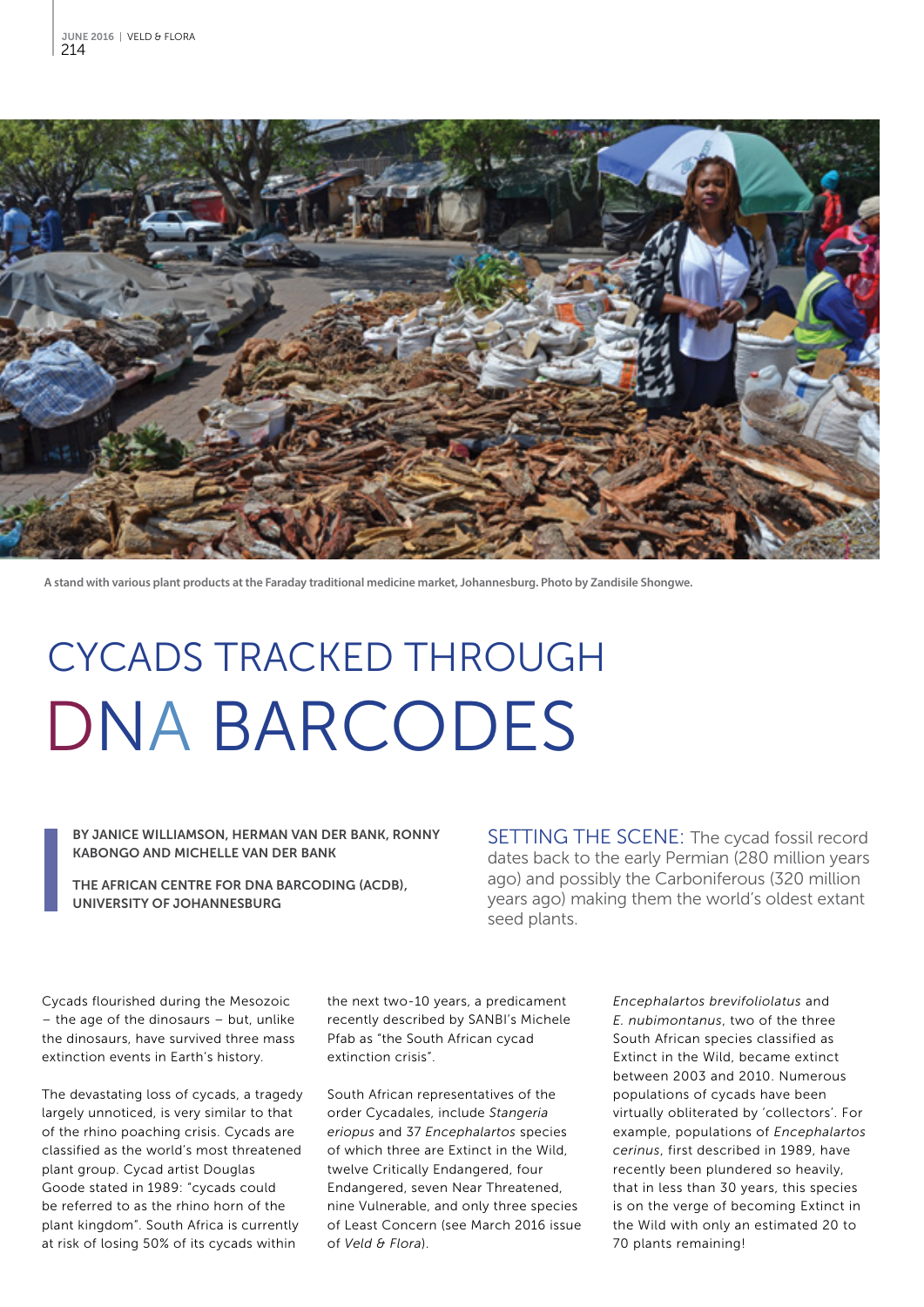A stand with various plant products at the Faraday traditional medicine market, Johannesburg. Photo by Zandisile Shongwe.

# CYCADS TRACKED THROUGH DNA BARCODES

**BY JANICE WILLIAMSON, HERMAN VAN DER BANK, RONNY KABONGO AND MICHELLE VAN DER BANK**

**THE AFRICAN CENTRE FOR DNA BARCODING (ACDB), UNIVERSITY OF JOHANNESBURG**

SETTING THE SCENE: The cycad fossil record dates back to the early Permian (280 million years ago) and possibly the Carboniferous (320 million years ago) making them the world's oldest extant seed plants.

Cycads flourished during the Mesozoic – the age of the dinosaurs – but, unlike the dinosaurs, have survived three mass extinction events in Earth's history.

The devastating loss of cycads, a tragedy largely unnoticed, is very similar to that of the rhino poaching crisis. Cycads are classified as the world's most threatened plant group. Cycad artist Douglas Goode stated in 1989: "cycads could be referred to as the rhino horn of the plant kingdom". South Africa is currently at risk of losing 50% of its cycads within the next two-10 years, a predicament recently described by SANBI's Michele Pfab as "the South African cycad extinction crisis".

South African representatives of the order Cycadales, include *Stangeria eriopus* and 37 *Encephalartos* species of which three are Extinct in the Wild, twelve Critically Endangered, four Endangered, seven Near Threatened, nine Vulnerable, and only three species of Least Concern (see March 2016 issue of *Veld & Flora*).

*Encephalartos brevifoliolatus* and *E. nubimontanus*, two of the three South African species classified as Extinct in the Wild, became extinct between 2003 and 2010. Numerous populations of cycads have been virtually obliterated by 'collectors'. For example, populations of *Encephalartos cerinus*, first described in 1989, have recently been plundered so heavily, that in less than 30 years, this species is on the verge of becoming Extinct in the Wild with only an estimated 20 to 70 plants remaining!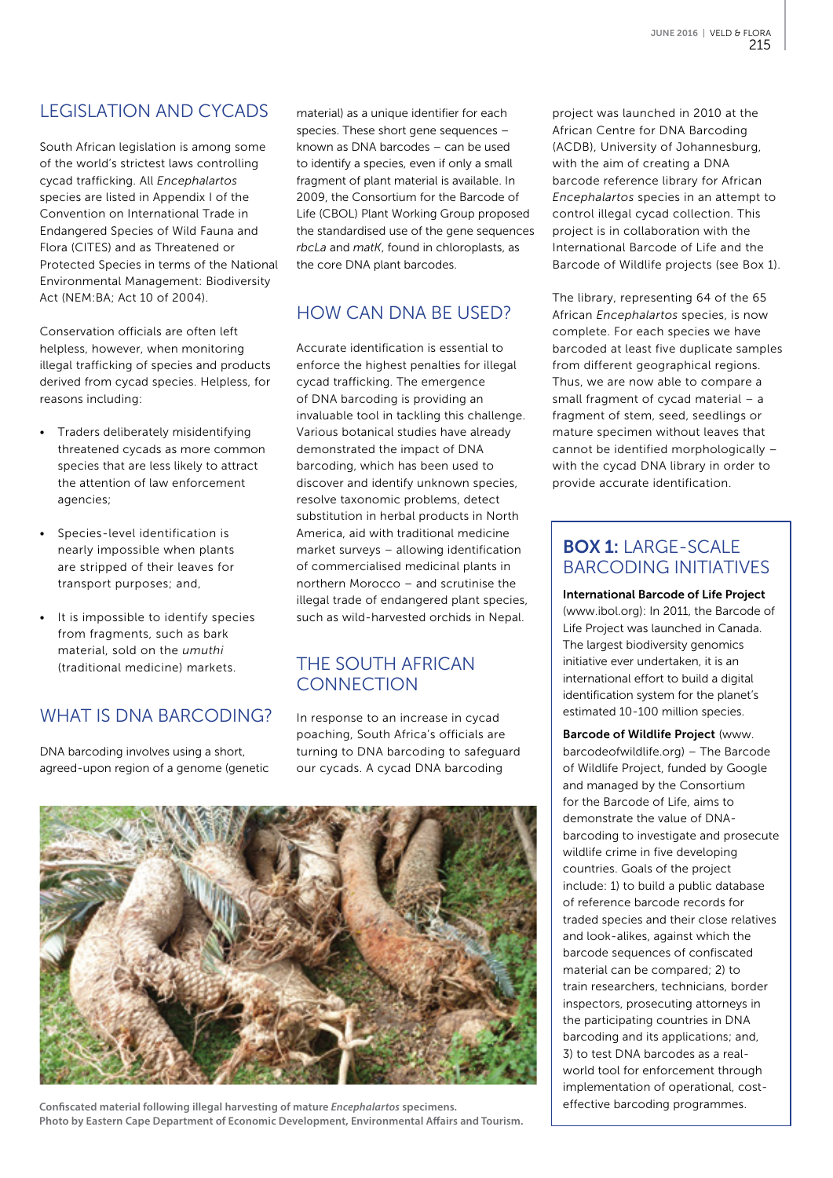## LEGISLATION AND CYCADS

South African legislation is among some of the world's strictest laws controlling cycad trafficking. All *Encephalartos* species are listed in Appendix I of the Convention on International Trade in Endangered Species of Wild Fauna and Flora (CITES) and as Threatened or Protected Species in terms of the National Environmental Management: Biodiversity Act (NEM:BA; Act 10 of 2004).

Conservation officials are often left helpless, however, when monitoring illegal trafficking of species and products derived from cycad species. Helpless, for reasons including:

- Traders deliberately misidentifying threatened cycads as more common species that are less likely to attract the attention of law enforcement agencies;
- Species-level identification is nearly impossible when plants are stripped of their leaves for transport purposes; and,
- It is impossible to identify species from fragments, such as bark material, sold on the *umuthi* (traditional medicine) markets.

## WHAT IS DNA BARCODING?

DNA barcoding involves using a short, agreed-upon region of a genome (genetic material) as a unique identifier for each species. These short gene sequences – known as DNA barcodes – can be used to identify a species, even if only a small fragment of plant material is available. In 2009, the Consortium for the Barcode of Life (CBOL) Plant Working Group proposed the standardised use of the gene sequences *rbcLa* and *matK*, found in chloroplasts, as the core DNA plant barcodes.

## HOW CAN DNA BE USED?

Accurate identification is essential to enforce the highest penalties for illegal cycad trafficking. The emergence of DNA barcoding is providing an invaluable tool in tackling this challenge. Various botanical studies have already demonstrated the impact of DNA barcoding, which has been used to discover and identify unknown species, resolve taxonomic problems, detect substitution in herbal products in North America, aid with traditional medicine market surveys – allowing identification of commercialised medicinal plants in northern Morocco – and scrutinise the illegal trade of endangered plant species, such as wild-harvested orchids in Nepal.

## THE SOUTH AFRICAN CONNECTION

In response to an increase in cycad poaching, South Africa's officials are turning to DNA barcoding to safeguard our cycads. A cycad DNA barcoding project was launched in 2010 at the African Centre for DNA Barcoding (ACDB), University of Johannesburg, with the aim of creating a DNA barcode reference library for African *Encephalartos* species in an attempt to control illegal cycad collection. This project is in collaboration with the International Barcode of Life and the Barcode of Wildlife projects (see Box 1).

The library, representing 64 of the 65 African *Encephalartos* species, is now complete. For each species we have barcoded at least five duplicate samples from different geographical regions. Thus, we are now able to compare a small fragment of cycad material – a fragment of stem, seed, seedlings or mature specimen without leaves that cannot be identified morphologically – with the cycad DNA library in order to provide accurate identification.

**Confiscated material following illegal harvesting of mature *Encephalartos* specimens. Photo by Eastern Cape Department of Economic Development, Environmental Affairs and Tourism.**

### BOX 1: LARGE-SCALE BARCODING INITIATIVES

**International Barcode of Life Project** (www.ibol.org): In 2011, the Barcode of Life Project was launched in Canada. The largest biodiversity genomics initiative ever undertaken, it is an international effort to build a digital identification system for the planet's estimated 10-100 million species.

**Barcode of Wildlife Project** (www.barcodeofwildlife.org) – The Barcode of Wildlife Project, funded by Google and managed by the Consortium for the Barcode of Life, aims to demonstrate the value of DNA-barcoding to investigate and prosecute wildlife crime in five developing countries. Goals of the project include: 1) to build a public database of reference barcode records for traded species and their close relatives and look-alikes, against which the barcode sequences of confiscated material can be compared; 2) to train researchers, technicians, border inspectors, prosecuting attorneys in the participating countries in DNA barcoding and its applications; and, 3) to test DNA barcodes as a real-world tool for enforcement through implementation of operational, cost-effective barcoding programmes.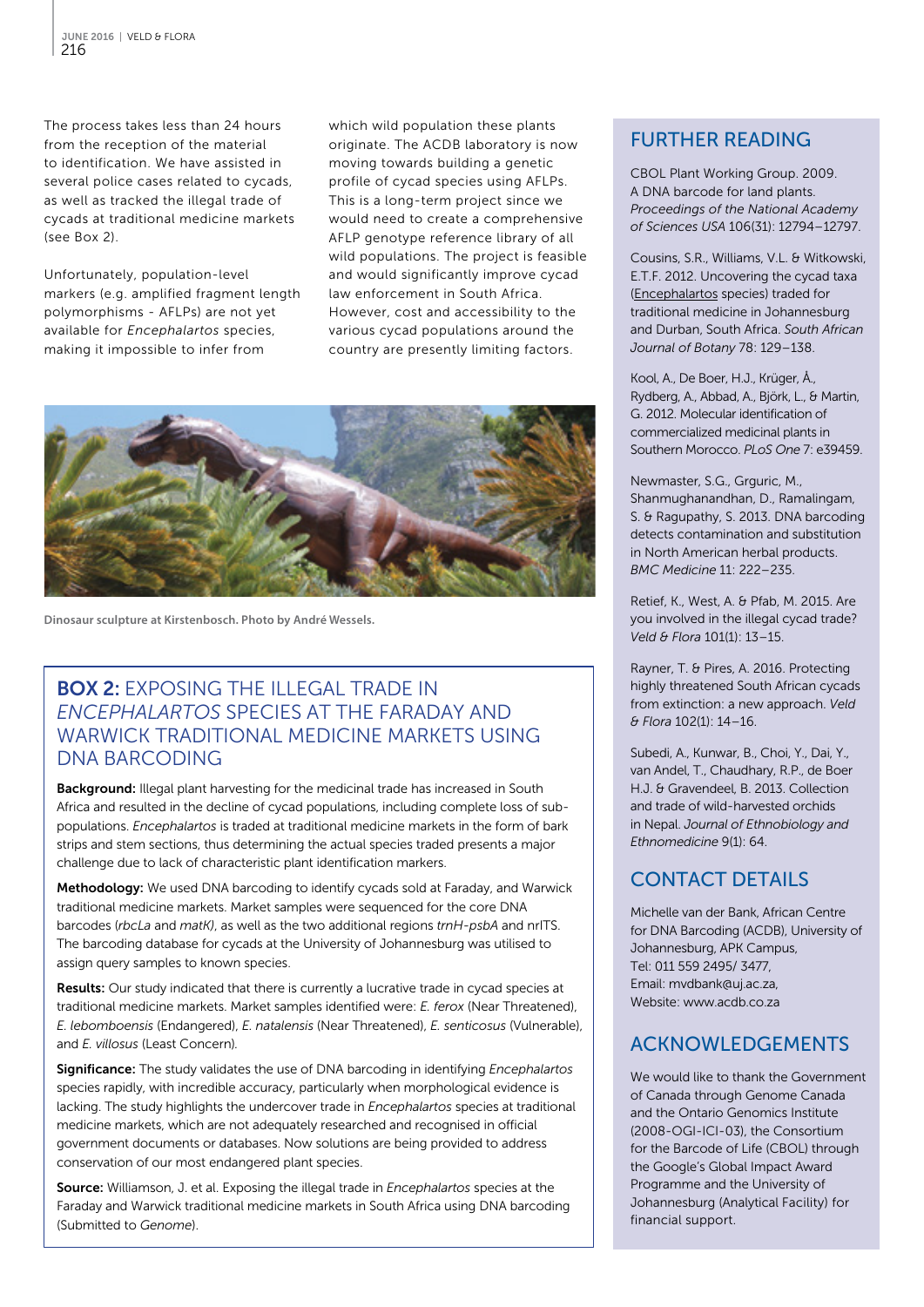The process takes less than 24 hours from the reception of the material to identification. We have assisted in several police cases related to cycads, as well as tracked the illegal trade of cycads at traditional medicine markets (see Box 2).

Unfortunately, population-level markers (e.g. amplified fragment length polymorphisms - AFLPs) are not yet available for *Encephalartos* species, making it impossible to infer from which wild population these plants originate. The ACDB laboratory is now moving towards building a genetic profile of cycad species using AFLPs. This is a long-term project since we would need to create a comprehensive AFLP genotype reference library of all wild populations. The project is feasible and would significantly improve cycad law enforcement in South Africa. However, cost and accessibility to the various cycad populations around the country are presently limiting factors.

Dinosaur sculpture at Kirstenbosch. Photo by André Wessels.

## BOX 2: EXPOSING THE ILLEGAL TRADE IN *ENCEPHALARTOS* SPECIES AT THE FARADAY AND WARWICK TRADITIONAL MEDICINE MARKETS USING DNA BARCODING

**Background:** Illegal plant harvesting for the medicinal trade has increased in South Africa and resulted in the decline of cycad populations, including complete loss of sub-populations. *Encephalartos* is traded at traditional medicine markets in the form of bark strips and stem sections, thus determining the actual species traded presents a major challenge due to lack of characteristic plant identification markers.

**Methodology:** We used DNA barcoding to identify cycads sold at Faraday, and Warwick traditional medicine markets. Market samples were sequenced for the core DNA barcodes (*rbcLa* and *matK)*, as well as the two additional regions *trnH-psbA* and nrITS. The barcoding database for cycads at the University of Johannesburg was utilised to assign query samples to known species.

**Results:** Our study indicated that there is currently a lucrative trade in cycad species at traditional medicine markets. Market samples identified were: *E. ferox* (Near Threatened), *E. lebomboensis* (Endangered), *E. natalensis* (Near Threatened), *E. senticosus* (Vulnerable), and *E. villosus* (Least Concern).

**Significance:** The study validates the use of DNA barcoding in identifying *Encephalartos* species rapidly, with incredible accuracy, particularly when morphological evidence is lacking. The study highlights the undercover trade in *Encephalartos* species at traditional medicine markets, which are not adequately researched and recognised in official government documents or databases. Now solutions are being provided to address conservation of our most endangered plant species.

**Source:** Williamson, J. et al. Exposing the illegal trade in *Encephalartos* species at the Faraday and Warwick traditional medicine markets in South Africa using DNA barcoding (Submitted to *Genome*).

## FURTHER READING

CBOL Plant Working Group. 2009. A DNA barcode for land plants. *Proceedings of the National Academy of Sciences USA* 106(31): 12794–12797.

Cousins, S.R., Williams, V.L. & Witkowski, E.T.F. 2012. Uncovering the cycad taxa (Encephalartos species) traded for traditional medicine in Johannesburg and Durban, South Africa. *South African Journal of Botany* 78: 129–138.

Kool, A., De Boer, H.J., Krüger, Å., Rydberg, A., Abbad, A., Björk, L., & Martin, G. 2012. Molecular identification of commercialized medicinal plants in Southern Morocco. *PLoS One* 7: e39459.

Newmaster, S.G., Grguric, M., Shanmughanandhan, D., Ramalingam, S. & Ragupathy, S. 2013. DNA barcoding detects contamination and substitution in North American herbal products. *BMC Medicine* 11: 222–235.

Retief, K., West, A. & Pfab, M. 2015. Are you involved in the illegal cycad trade? *Veld & Flora* 101(1): 13–15.

Rayner, T. & Pires, A. 2016. Protecting highly threatened South African cycads from extinction: a new approach. *Veld & Flora* 102(1): 14–16.

Subedi, A., Kunwar, B., Choi, Y., Dai, Y., van Andel, T., Chaudhary, R.P., de Boer H.J. & Gravendeel, B. 2013. Collection and trade of wild-harvested orchids in Nepal. *Journal of Ethnobiology and Ethnomedicine* 9(1): 64.

## CONTACT DETAILS

Michelle van der Bank, African Centre for DNA Barcoding (ACDB), University of Johannesburg, APK Campus,
Tel: 011 559 2495/ 3477,
Email: mvdbank@uj.ac.za,
Website: www.acdb.co.za

## ACKNOWLEDGEMENTS

We would like to thank the Government of Canada through Genome Canada and the Ontario Genomics Institute (2008-OGI-ICI-03), the Consortium for the Barcode of Life (CBOL) through the Google's Global Impact Award Programme and the University of Johannesburg (Analytical Facility) for financial support.